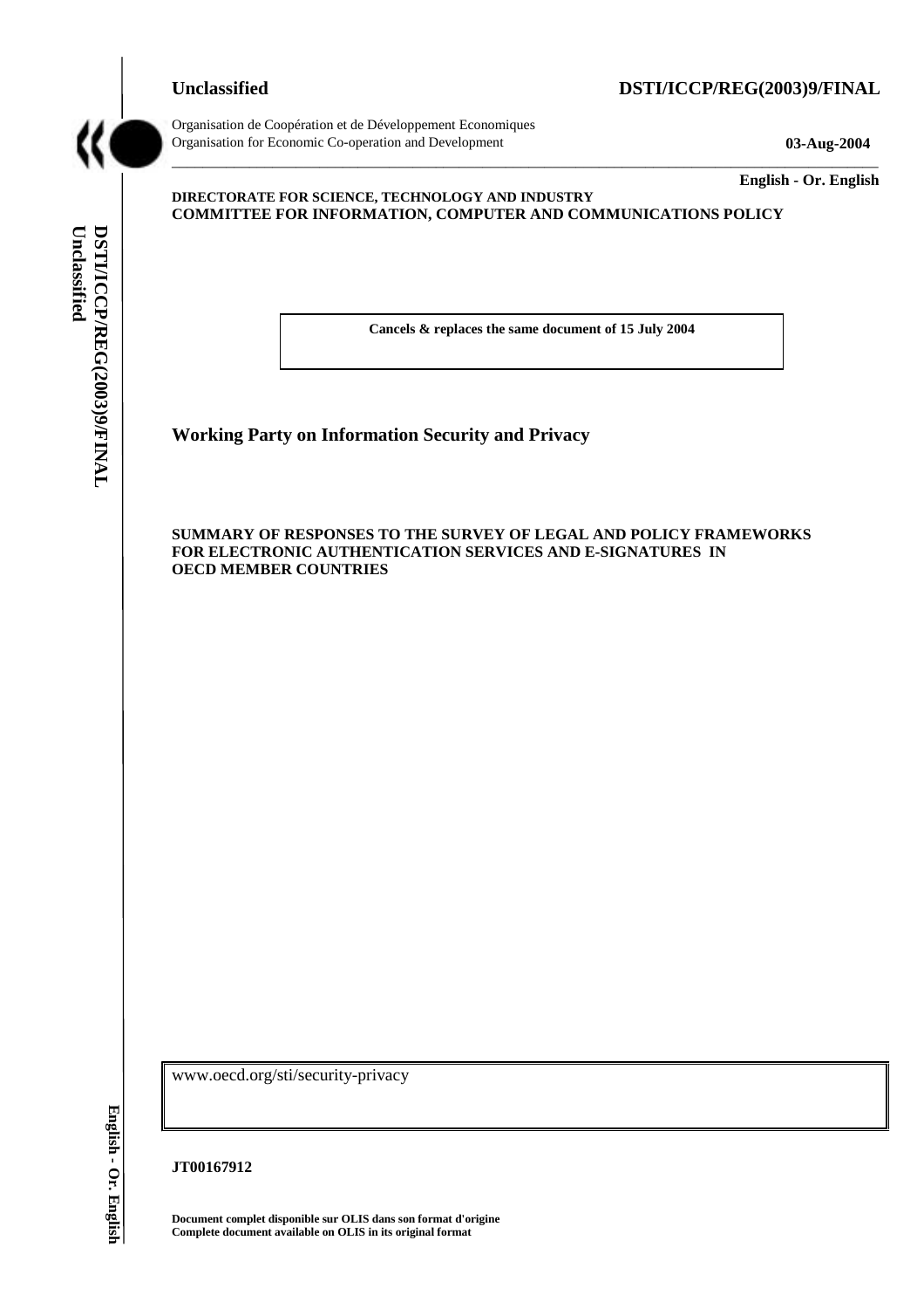Unclassified **DSTI/ICCP/REG(2003)9/FINAL**

Organisation de Coopération et de Développement Economiques
Organisation for Economic Co-operation and Development **03-Aug-2004**

**English - Or. English**

**DIRECTORATE FOR SCIENCE, TECHNOLOGY AND INDUSTRY**
**COMMITTEE FOR INFORMATION, COMPUTER AND COMMUNICATIONS POLICY**

**Cancels & replaces the same document of 15 July 2004**

## Working Party on Information Security and Privacy

**SUMMARY OF RESPONSES TO THE SURVEY OF LEGAL AND POLICY FRAMEWORKS FOR ELECTRONIC AUTHENTICATION SERVICES AND E-SIGNATURES IN OECD MEMBER COUNTRIES**

www.oecd.org/sti/security-privacy

**JT00167912**

**Document complet disponible sur OLIS dans son format d'origine**
**Complete document available on OLIS in its original format**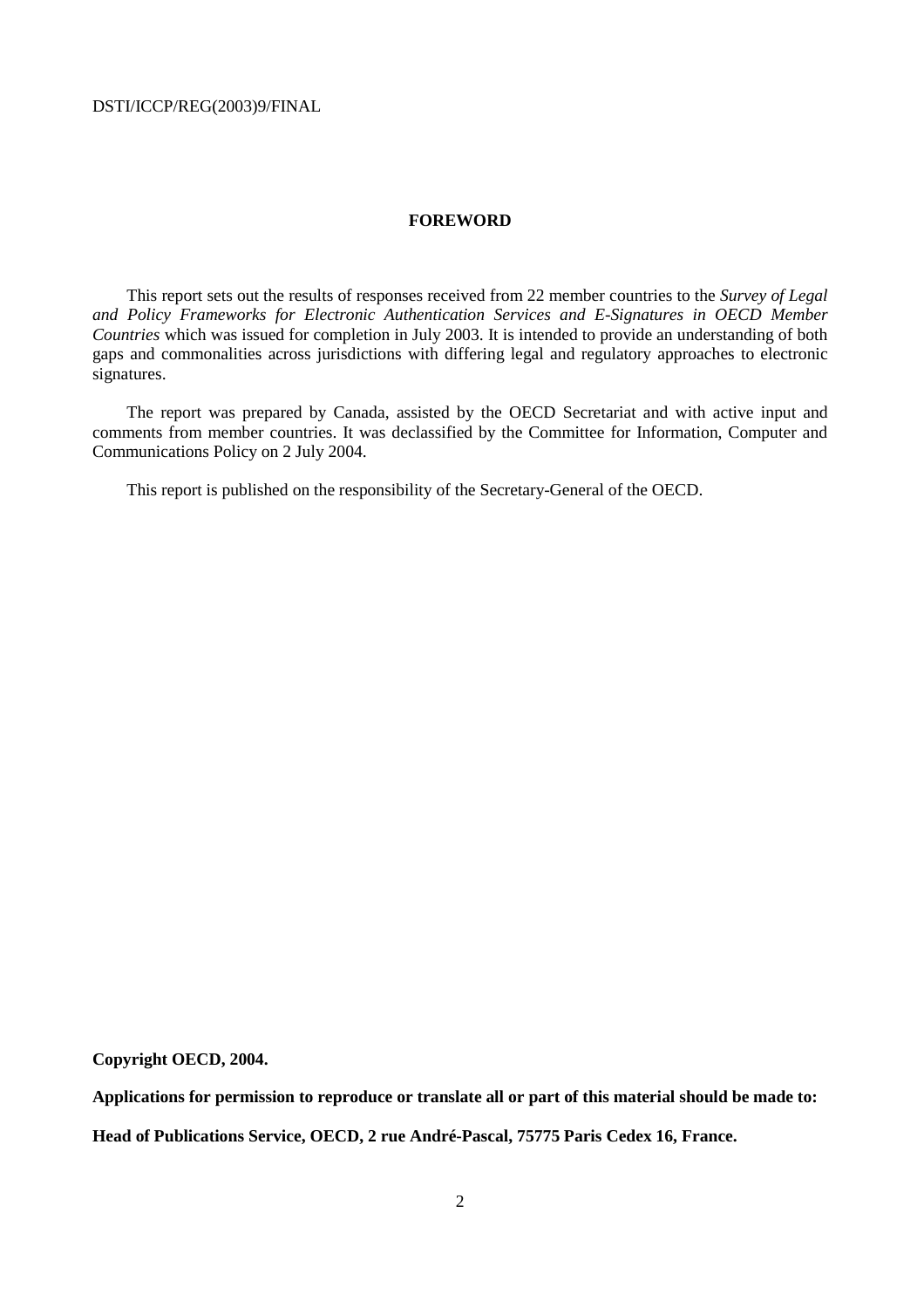## FOREWORD

This report sets out the results of responses received from 22 member countries to the *Survey of Legal and Policy Frameworks for Electronic Authentication Services and E-Signatures in OECD Member Countries* which was issued for completion in July 2003. It is intended to provide an understanding of both gaps and commonalities across jurisdictions with differing legal and regulatory approaches to electronic signatures.

The report was prepared by Canada, assisted by the OECD Secretariat and with active input and comments from member countries. It was declassified by the Committee for Information, Computer and Communications Policy on 2 July 2004.

This report is published on the responsibility of the Secretary-General of the OECD.

**Copyright OECD, 2004.**

**Applications for permission to reproduce or translate all or part of this material should be made to:**

**Head of Publications Service, OECD, 2 rue André-Pascal, 75775 Paris Cedex 16, France.**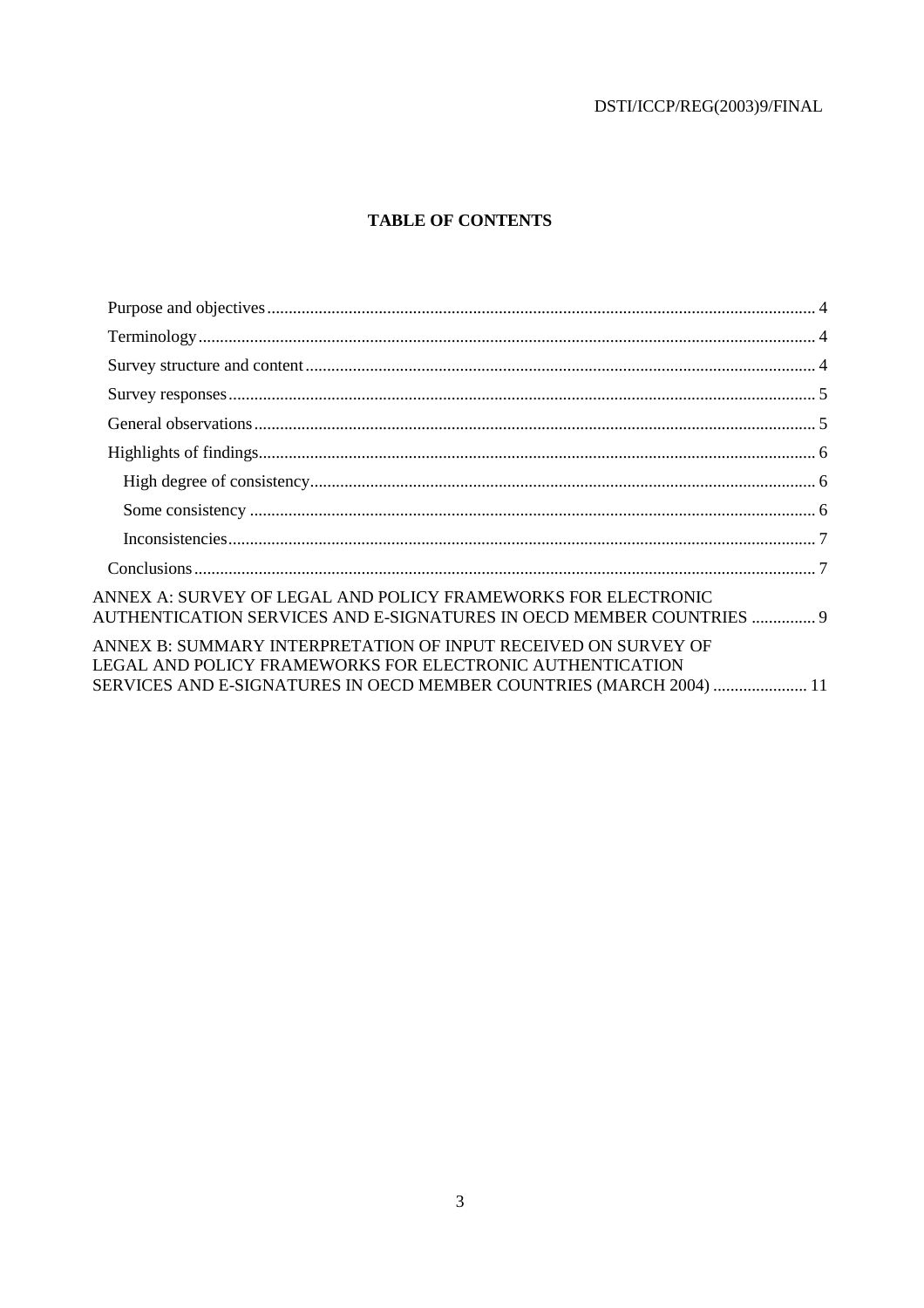**TABLE OF CONTENTS**

- Purpose and objectives ........ 4
- Terminology ........ 4
- Survey structure and content ........ 4
- Survey responses ........ 5
- General observations ........ 5
- Highlights of findings ........ 6
  - High degree of consistency ........ 6
  - Some consistency ........ 6
  - Inconsistencies ........ 7
- Conclusions ........ 7

ANNEX A: SURVEY OF LEGAL AND POLICY FRAMEWORKS FOR ELECTRONIC AUTHENTICATION SERVICES AND E-SIGNATURES IN OECD MEMBER COUNTRIES ........ 9

ANNEX B: SUMMARY INTERPRETATION OF INPUT RECEIVED ON SURVEY OF LEGAL AND POLICY FRAMEWORKS FOR ELECTRONIC AUTHENTICATION SERVICES AND E-SIGNATURES IN OECD MEMBER COUNTRIES (MARCH 2004) ........ 11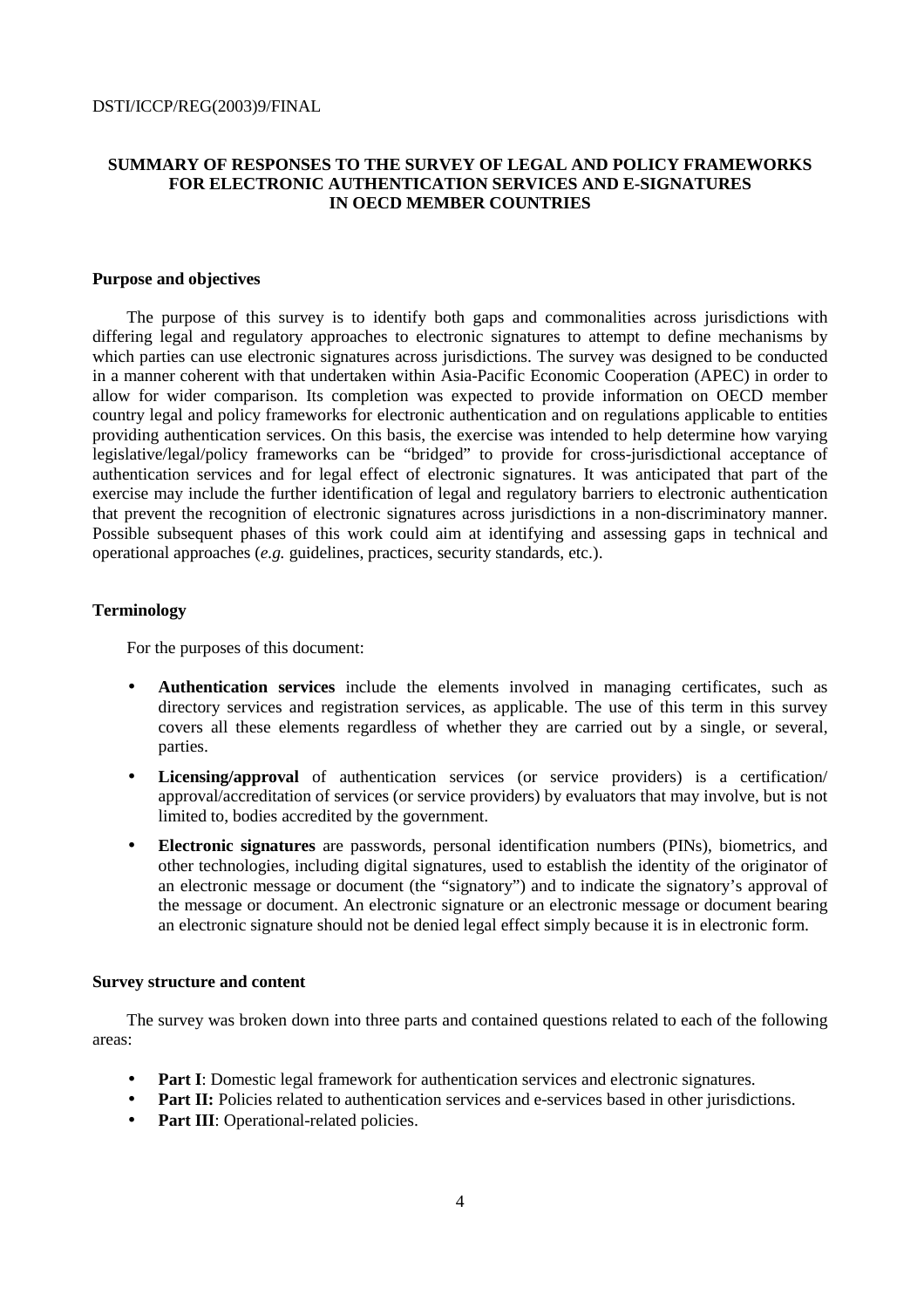## SUMMARY OF RESPONSES TO THE SURVEY OF LEGAL AND POLICY FRAMEWORKS FOR ELECTRONIC AUTHENTICATION SERVICES AND E-SIGNATURES IN OECD MEMBER COUNTRIES

### Purpose and objectives

The purpose of this survey is to identify both gaps and commonalities across jurisdictions with differing legal and regulatory approaches to electronic signatures to attempt to define mechanisms by which parties can use electronic signatures across jurisdictions. The survey was designed to be conducted in a manner coherent with that undertaken within Asia-Pacific Economic Cooperation (APEC) in order to allow for wider comparison. Its completion was expected to provide information on OECD member country legal and policy frameworks for electronic authentication and on regulations applicable to entities providing authentication services. On this basis, the exercise was intended to help determine how varying legislative/legal/policy frameworks can be "bridged" to provide for cross-jurisdictional acceptance of authentication services and for legal effect of electronic signatures. It was anticipated that part of the exercise may include the further identification of legal and regulatory barriers to electronic authentication that prevent the recognition of electronic signatures across jurisdictions in a non-discriminatory manner. Possible subsequent phases of this work could aim at identifying and assessing gaps in technical and operational approaches (*e.g.* guidelines, practices, security standards, etc.).

### Terminology

For the purposes of this document:

- **Authentication services** include the elements involved in managing certificates, such as directory services and registration services, as applicable. The use of this term in this survey covers all these elements regardless of whether they are carried out by a single, or several, parties.
- **Licensing/approval** of authentication services (or service providers) is a certification/ approval/accreditation of services (or service providers) by evaluators that may involve, but is not limited to, bodies accredited by the government.
- **Electronic signatures** are passwords, personal identification numbers (PINs), biometrics, and other technologies, including digital signatures, used to establish the identity of the originator of an electronic message or document (the "signatory") and to indicate the signatory's approval of the message or document. An electronic signature or an electronic message or document bearing an electronic signature should not be denied legal effect simply because it is in electronic form.

### Survey structure and content

The survey was broken down into three parts and contained questions related to each of the following areas:

- **Part I**: Domestic legal framework for authentication services and electronic signatures.
- **Part II:** Policies related to authentication services and e-services based in other jurisdictions.
- **Part III**: Operational-related policies.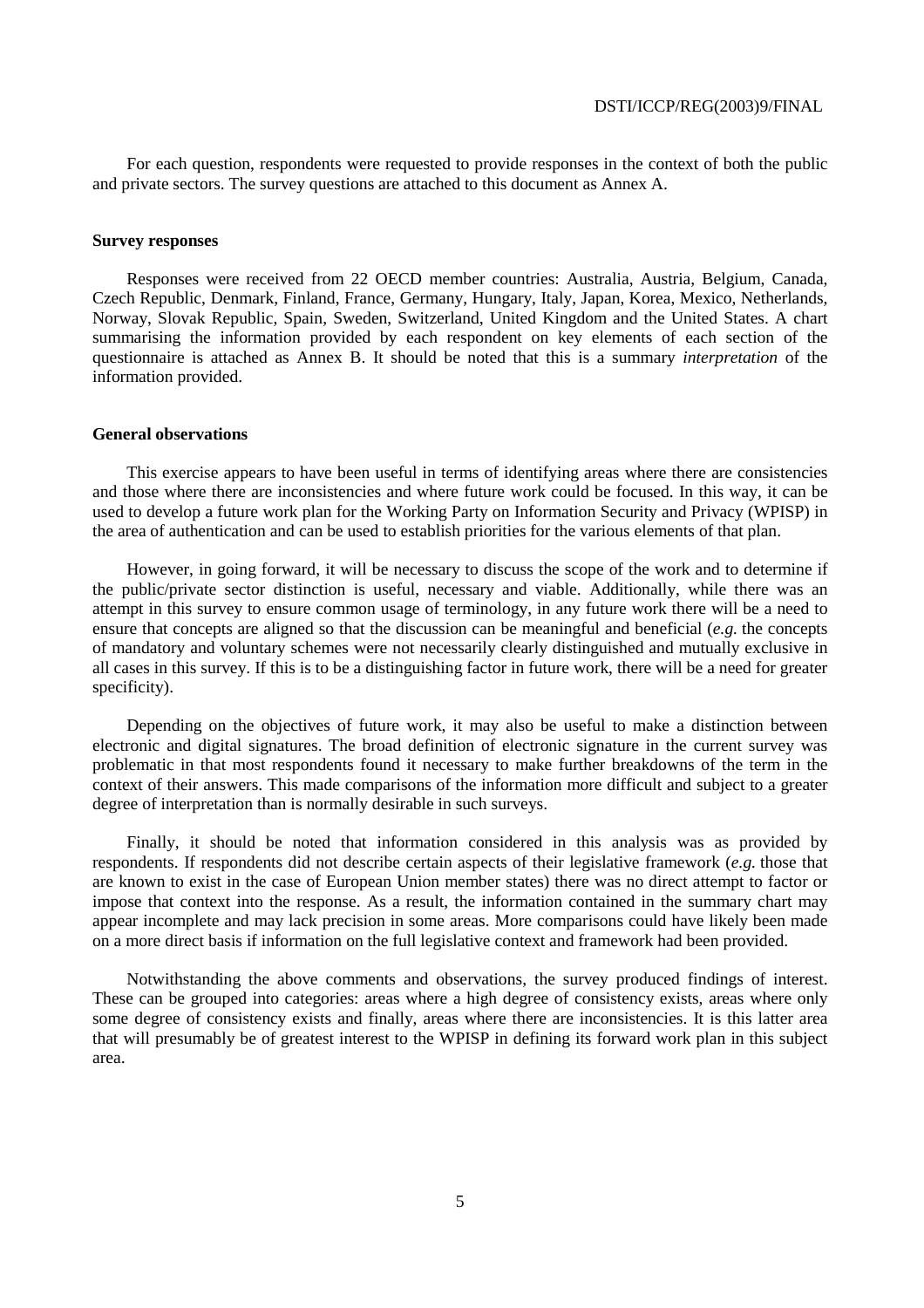For each question, respondents were requested to provide responses in the context of both the public and private sectors. The survey questions are attached to this document as Annex A.

**Survey responses**

Responses were received from 22 OECD member countries: Australia, Austria, Belgium, Canada, Czech Republic, Denmark, Finland, France, Germany, Hungary, Italy, Japan, Korea, Mexico, Netherlands, Norway, Slovak Republic, Spain, Sweden, Switzerland, United Kingdom and the United States. A chart summarising the information provided by each respondent on key elements of each section of the questionnaire is attached as Annex B. It should be noted that this is a summary *interpretation* of the information provided.

**General observations**

This exercise appears to have been useful in terms of identifying areas where there are consistencies and those where there are inconsistencies and where future work could be focused. In this way, it can be used to develop a future work plan for the Working Party on Information Security and Privacy (WPISP) in the area of authentication and can be used to establish priorities for the various elements of that plan.

However, in going forward, it will be necessary to discuss the scope of the work and to determine if the public/private sector distinction is useful, necessary and viable. Additionally, while there was an attempt in this survey to ensure common usage of terminology, in any future work there will be a need to ensure that concepts are aligned so that the discussion can be meaningful and beneficial (*e.g.* the concepts of mandatory and voluntary schemes were not necessarily clearly distinguished and mutually exclusive in all cases in this survey. If this is to be a distinguishing factor in future work, there will be a need for greater specificity).

Depending on the objectives of future work, it may also be useful to make a distinction between electronic and digital signatures. The broad definition of electronic signature in the current survey was problematic in that most respondents found it necessary to make further breakdowns of the term in the context of their answers. This made comparisons of the information more difficult and subject to a greater degree of interpretation than is normally desirable in such surveys.

Finally, it should be noted that information considered in this analysis was as provided by respondents. If respondents did not describe certain aspects of their legislative framework (*e.g.* those that are known to exist in the case of European Union member states) there was no direct attempt to factor or impose that context into the response. As a result, the information contained in the summary chart may appear incomplete and may lack precision in some areas. More comparisons could have likely been made on a more direct basis if information on the full legislative context and framework had been provided.

Notwithstanding the above comments and observations, the survey produced findings of interest. These can be grouped into categories: areas where a high degree of consistency exists, areas where only some degree of consistency exists and finally, areas where there are inconsistencies. It is this latter area that will presumably be of greatest interest to the WPISP in defining its forward work plan in this subject area.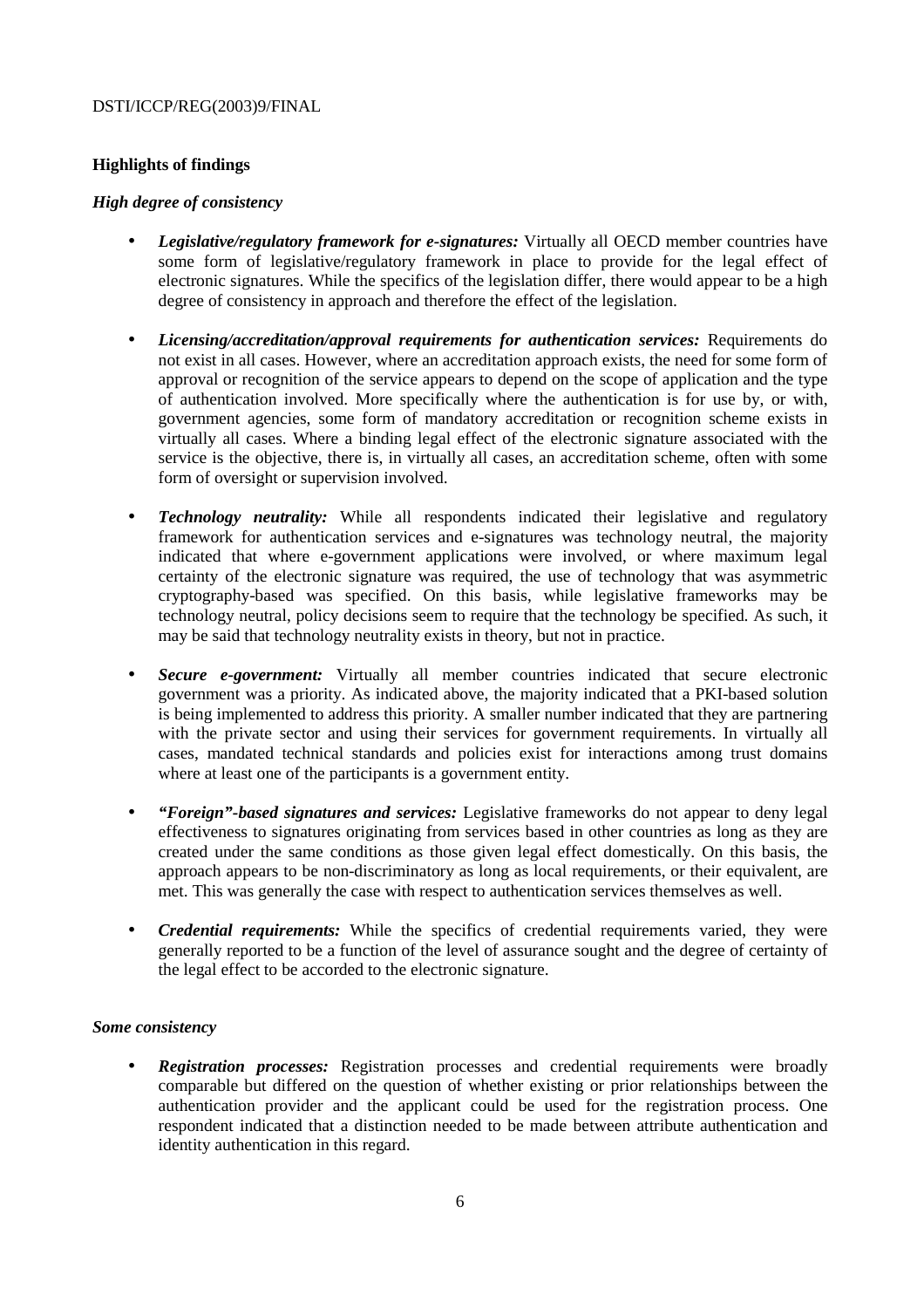### Highlights of findings

#### *High degree of consistency*

- ***Legislative/regulatory framework for e-signatures:*** Virtually all OECD member countries have some form of legislative/regulatory framework in place to provide for the legal effect of electronic signatures. While the specifics of the legislation differ, there would appear to be a high degree of consistency in approach and therefore the effect of the legislation.

- ***Licensing/accreditation/approval requirements for authentication services:*** Requirements do not exist in all cases. However, where an accreditation approach exists, the need for some form of approval or recognition of the service appears to depend on the scope of application and the type of authentication involved. More specifically where the authentication is for use by, or with, government agencies, some form of mandatory accreditation or recognition scheme exists in virtually all cases. Where a binding legal effect of the electronic signature associated with the service is the objective, there is, in virtually all cases, an accreditation scheme, often with some form of oversight or supervision involved.

- ***Technology neutrality:*** While all respondents indicated their legislative and regulatory framework for authentication services and e-signatures was technology neutral, the majority indicated that where e-government applications were involved, or where maximum legal certainty of the electronic signature was required, the use of technology that was asymmetric cryptography-based was specified. On this basis, while legislative frameworks may be technology neutral, policy decisions seem to require that the technology be specified. As such, it may be said that technology neutrality exists in theory, but not in practice.

- ***Secure e-government:*** Virtually all member countries indicated that secure electronic government was a priority. As indicated above, the majority indicated that a PKI-based solution is being implemented to address this priority. A smaller number indicated that they are partnering with the private sector and using their services for government requirements. In virtually all cases, mandated technical standards and policies exist for interactions among trust domains where at least one of the participants is a government entity.

- ***"Foreign"-based signatures and services:*** Legislative frameworks do not appear to deny legal effectiveness to signatures originating from services based in other countries as long as they are created under the same conditions as those given legal effect domestically. On this basis, the approach appears to be non-discriminatory as long as local requirements, or their equivalent, are met. This was generally the case with respect to authentication services themselves as well.

- ***Credential requirements:*** While the specifics of credential requirements varied, they were generally reported to be a function of the level of assurance sought and the degree of certainty of the legal effect to be accorded to the electronic signature.

#### *Some consistency*

- ***Registration processes:*** Registration processes and credential requirements were broadly comparable but differed on the question of whether existing or prior relationships between the authentication provider and the applicant could be used for the registration process. One respondent indicated that a distinction needed to be made between attribute authentication and identity authentication in this regard.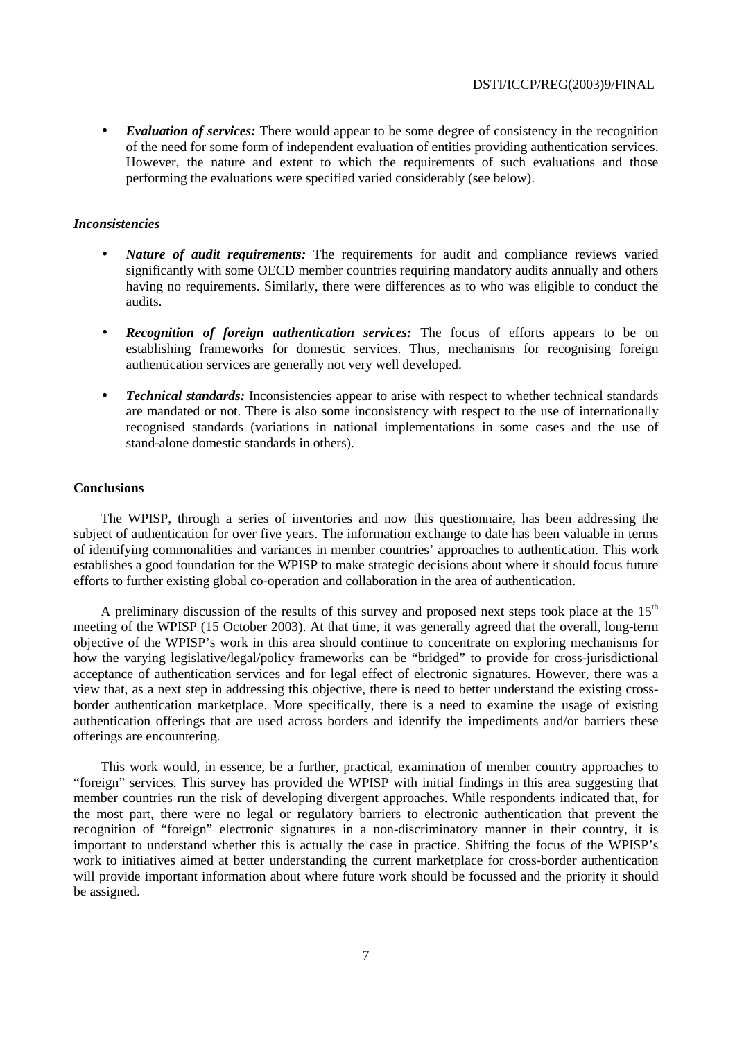- ***Evaluation of services:*** There would appear to be some degree of consistency in the recognition of the need for some form of independent evaluation of entities providing authentication services. However, the nature and extent to which the requirements of such evaluations and those performing the evaluations were specified varied considerably (see below).

### *Inconsistencies*

- ***Nature of audit requirements:*** The requirements for audit and compliance reviews varied significantly with some OECD member countries requiring mandatory audits annually and others having no requirements. Similarly, there were differences as to who was eligible to conduct the audits.

- ***Recognition of foreign authentication services:*** The focus of efforts appears to be on establishing frameworks for domestic services. Thus, mechanisms for recognising foreign authentication services are generally not very well developed.

- ***Technical standards:*** Inconsistencies appear to arise with respect to whether technical standards are mandated or not. There is also some inconsistency with respect to the use of internationally recognised standards (variations in national implementations in some cases and the use of stand-alone domestic standards in others).

## Conclusions

The WPISP, through a series of inventories and now this questionnaire, has been addressing the subject of authentication for over five years. The information exchange to date has been valuable in terms of identifying commonalities and variances in member countries' approaches to authentication. This work establishes a good foundation for the WPISP to make strategic decisions about where it should focus future efforts to further existing global co-operation and collaboration in the area of authentication.

A preliminary discussion of the results of this survey and proposed next steps took place at the 15th meeting of the WPISP (15 October 2003). At that time, it was generally agreed that the overall, long-term objective of the WPISP's work in this area should continue to concentrate on exploring mechanisms for how the varying legislative/legal/policy frameworks can be "bridged" to provide for cross-jurisdictional acceptance of authentication services and for legal effect of electronic signatures. However, there was a view that, as a next step in addressing this objective, there is need to better understand the existing cross-border authentication marketplace. More specifically, there is a need to examine the usage of existing authentication offerings that are used across borders and identify the impediments and/or barriers these offerings are encountering.

This work would, in essence, be a further, practical, examination of member country approaches to "foreign" services. This survey has provided the WPISP with initial findings in this area suggesting that member countries run the risk of developing divergent approaches. While respondents indicated that, for the most part, there were no legal or regulatory barriers to electronic authentication that prevent the recognition of "foreign" electronic signatures in a non-discriminatory manner in their country, it is important to understand whether this is actually the case in practice. Shifting the focus of the WPISP's work to initiatives aimed at better understanding the current marketplace for cross-border authentication will provide important information about where future work should be focussed and the priority it should be assigned.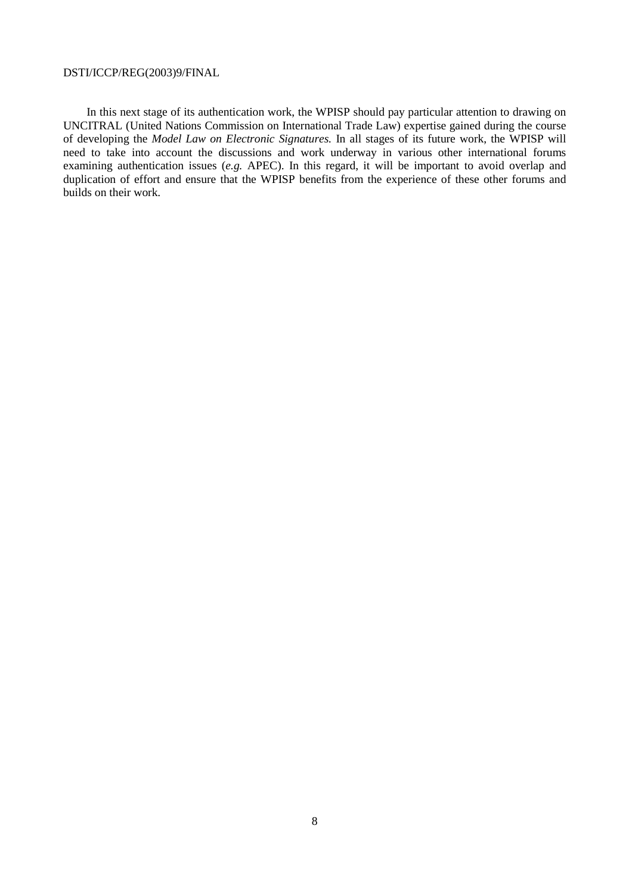In this next stage of its authentication work, the WPISP should pay particular attention to drawing on UNCITRAL (United Nations Commission on International Trade Law) expertise gained during the course of developing the *Model Law on Electronic Signatures.* In all stages of its future work, the WPISP will need to take into account the discussions and work underway in various other international forums examining authentication issues (*e.g.* APEC). In this regard, it will be important to avoid overlap and duplication of effort and ensure that the WPISP benefits from the experience of these other forums and builds on their work.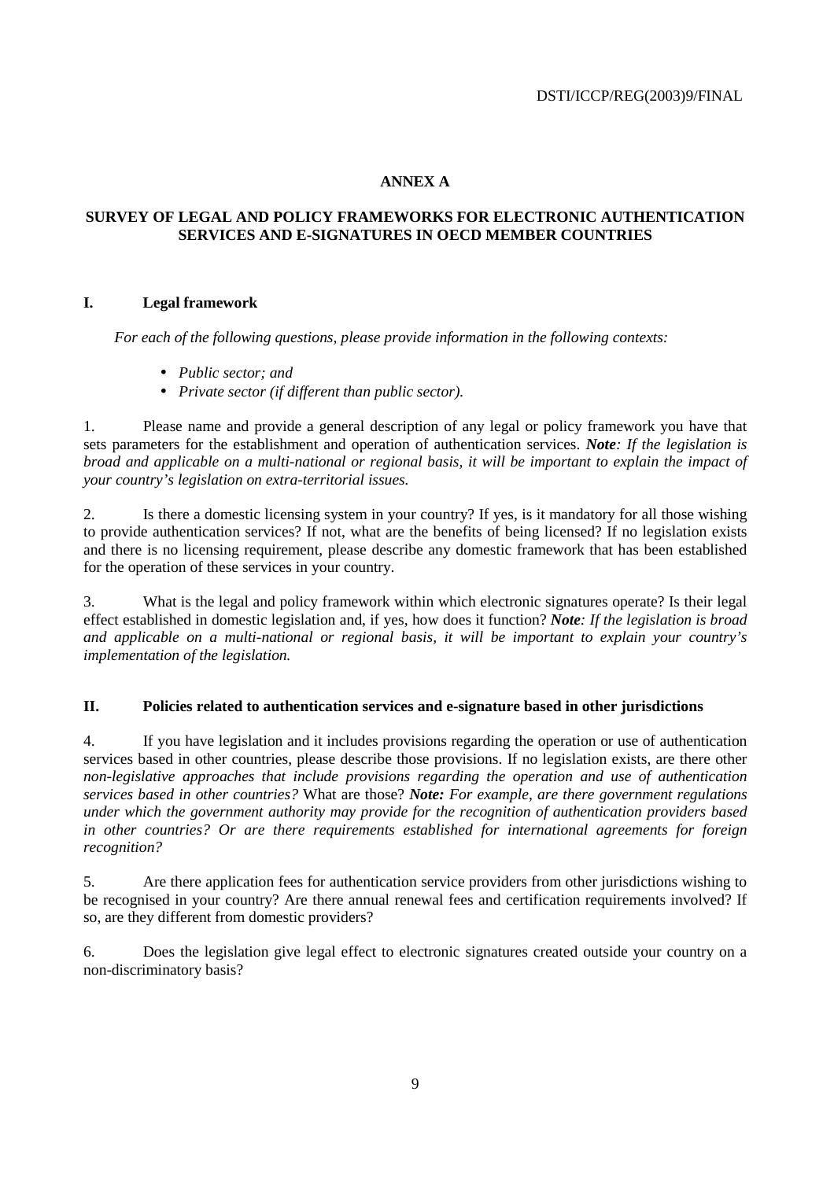# ANNEX A

## SURVEY OF LEGAL AND POLICY FRAMEWORKS FOR ELECTRONIC AUTHENTICATION SERVICES AND E-SIGNATURES IN OECD MEMBER COUNTRIES

### I. Legal framework

*For each of the following questions, please provide information in the following contexts:*

- *Public sector; and*
- *Private sector (if different than public sector).*

1. Please name and provide a general description of any legal or policy framework you have that sets parameters for the establishment and operation of authentication services. ***Note****: If the legislation is broad and applicable on a multi-national or regional basis, it will be important to explain the impact of your country's legislation on extra-territorial issues.*

2. Is there a domestic licensing system in your country? If yes, is it mandatory for all those wishing to provide authentication services? If not, what are the benefits of being licensed? If no legislation exists and there is no licensing requirement, please describe any domestic framework that has been established for the operation of these services in your country.

3. What is the legal and policy framework within which electronic signatures operate? Is their legal effect established in domestic legislation and, if yes, how does it function? ***Note****: If the legislation is broad and applicable on a multi-national or regional basis, it will be important to explain your country's implementation of the legislation.*

### II. Policies related to authentication services and e-signature based in other jurisdictions

4. If you have legislation and it includes provisions regarding the operation or use of authentication services based in other countries, please describe those provisions. If no legislation exists, are there other *non-legislative approaches that include provisions regarding the operation and use of authentication services based in other countries?* What are those? ***Note:*** *For example, are there government regulations under which the government authority may provide for the recognition of authentication providers based in other countries? Or are there requirements established for international agreements for foreign recognition?*

5. Are there application fees for authentication service providers from other jurisdictions wishing to be recognised in your country? Are there annual renewal fees and certification requirements involved? If so, are they different from domestic providers?

6. Does the legislation give legal effect to electronic signatures created outside your country on a non-discriminatory basis?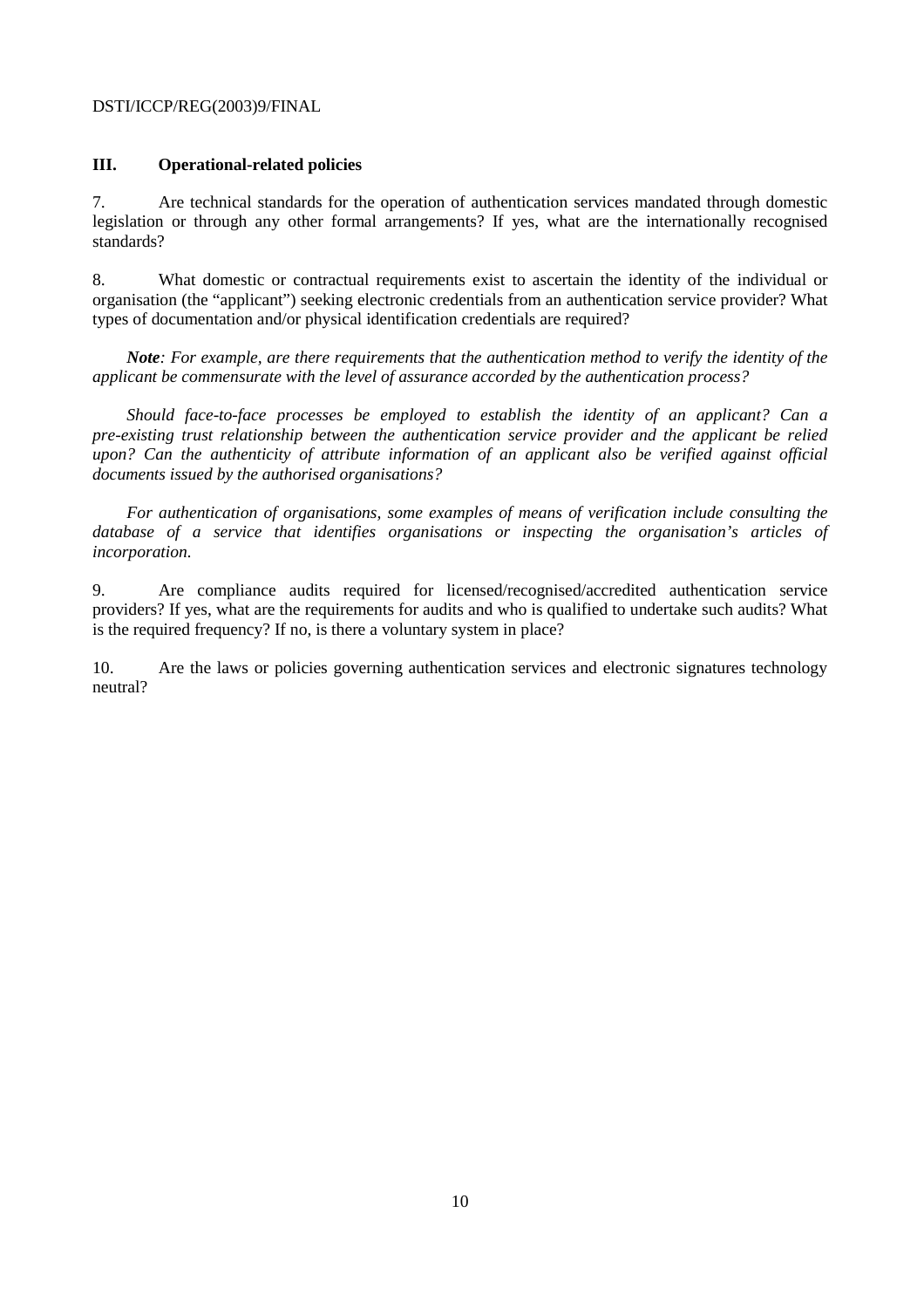## III. Operational-related policies

7. Are technical standards for the operation of authentication services mandated through domestic legislation or through any other formal arrangements? If yes, what are the internationally recognised standards?

8. What domestic or contractual requirements exist to ascertain the identity of the individual or organisation (the "applicant") seeking electronic credentials from an authentication service provider? What types of documentation and/or physical identification credentials are required?

***Note****: For example, are there requirements that the authentication method to verify the identity of the applicant be commensurate with the level of assurance accorded by the authentication process?*

*Should face-to-face processes be employed to establish the identity of an applicant? Can a pre-existing trust relationship between the authentication service provider and the applicant be relied upon? Can the authenticity of attribute information of an applicant also be verified against official documents issued by the authorised organisations?*

*For authentication of organisations, some examples of means of verification include consulting the database of a service that identifies organisations or inspecting the organisation's articles of incorporation.*

9. Are compliance audits required for licensed/recognised/accredited authentication service providers? If yes, what are the requirements for audits and who is qualified to undertake such audits? What is the required frequency? If no, is there a voluntary system in place?

10. Are the laws or policies governing authentication services and electronic signatures technology neutral?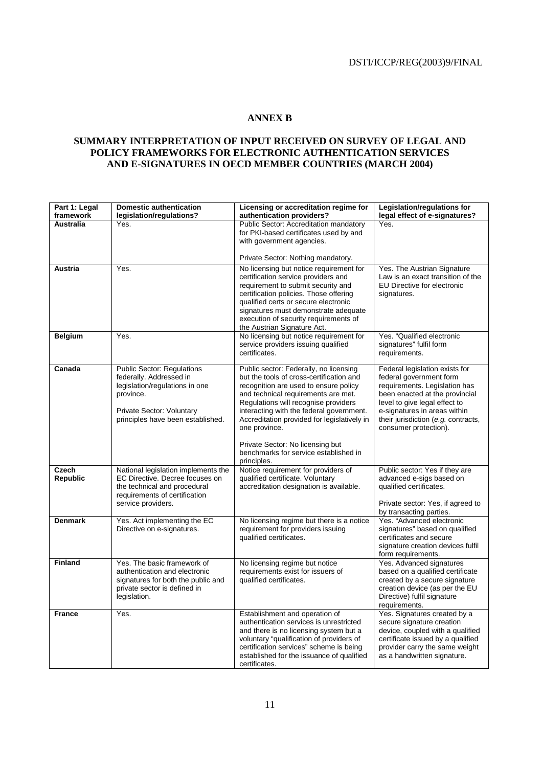## ANNEX B

## SUMMARY INTERPRETATION OF INPUT RECEIVED ON SURVEY OF LEGAL AND POLICY FRAMEWORKS FOR ELECTRONIC AUTHENTICATION SERVICES AND E-SIGNATURES IN OECD MEMBER COUNTRIES (MARCH 2004)

| Part 1: Legal framework | Domestic authentication legislation/regulations? | Licensing or accreditation regime for authentication providers? | Legislation/regulations for legal effect of e-signatures? |
|---|---|---|---|
| **Australia** | Yes. | Public Sector: Accreditation mandatory for PKI-based certificates used by and with government agencies.<br><br>Private Sector: Nothing mandatory. | Yes. |
| **Austria** | Yes. | No licensing but notice requirement for certification service providers and requirement to submit security and certification policies. Those offering qualified certs or secure electronic signatures must demonstrate adequate execution of security requirements of the Austrian Signature Act. | Yes. The Austrian Signature Law is an exact transition of the EU Directive for electronic signatures. |
| **Belgium** | Yes. | No licensing but notice requirement for service providers issuing qualified certificates. | Yes. "Qualified electronic signatures" fulfil form requirements. |
| **Canada** | Public Sector: Regulations federally. Addressed in legislation/regulations in one province.<br><br>Private Sector: Voluntary principles have been established. | Public sector: Federally, no licensing but the tools of cross-certification and recognition are used to ensure policy and technical requirements are met. Regulations will recognise providers interacting with the federal government. Accreditation provided for legislatively in one province.<br><br>Private Sector: No licensing but benchmarks for service established in principles. | Federal legislation exists for federal government form requirements. Legislation has been enacted at the provincial level to give legal effect to e-signatures in areas within their jurisdiction (*e.g.* contracts, consumer protection). |
| **Czech Republic** | National legislation implements the EC Directive. Decree focuses on the technical and procedural requirements of certification service providers. | Notice requirement for providers of qualified certificate. Voluntary accreditation designation is available. | Public sector: Yes if they are advanced e-sigs based on qualified certificates.<br><br>Private sector: Yes, if agreed to by transacting parties. |
| **Denmark** | Yes. Act implementing the EC Directive on e-signatures. | No licensing regime but there is a notice requirement for providers issuing qualified certificates. | Yes. "Advanced electronic signatures" based on qualified certificates and secure signature creation devices fulfil form requirements. |
| **Finland** | Yes. The basic framework of authentication and electronic signatures for both the public and private sector is defined in legislation. | No licensing regime but notice requirements exist for issuers of qualified certificates. | Yes. Advanced signatures based on a qualified certificate created by a secure signature creation device (as per the EU Directive) fulfil signature requirements. |
| **France** | Yes. | Establishment and operation of authentication services is unrestricted and there is no licensing system but a voluntary "qualification of providers of certification services" scheme is being established for the issuance of qualified certificates. | Yes. Signatures created by a secure signature creation device, coupled with a qualified certificate issued by a qualified provider carry the same weight as a handwritten signature. |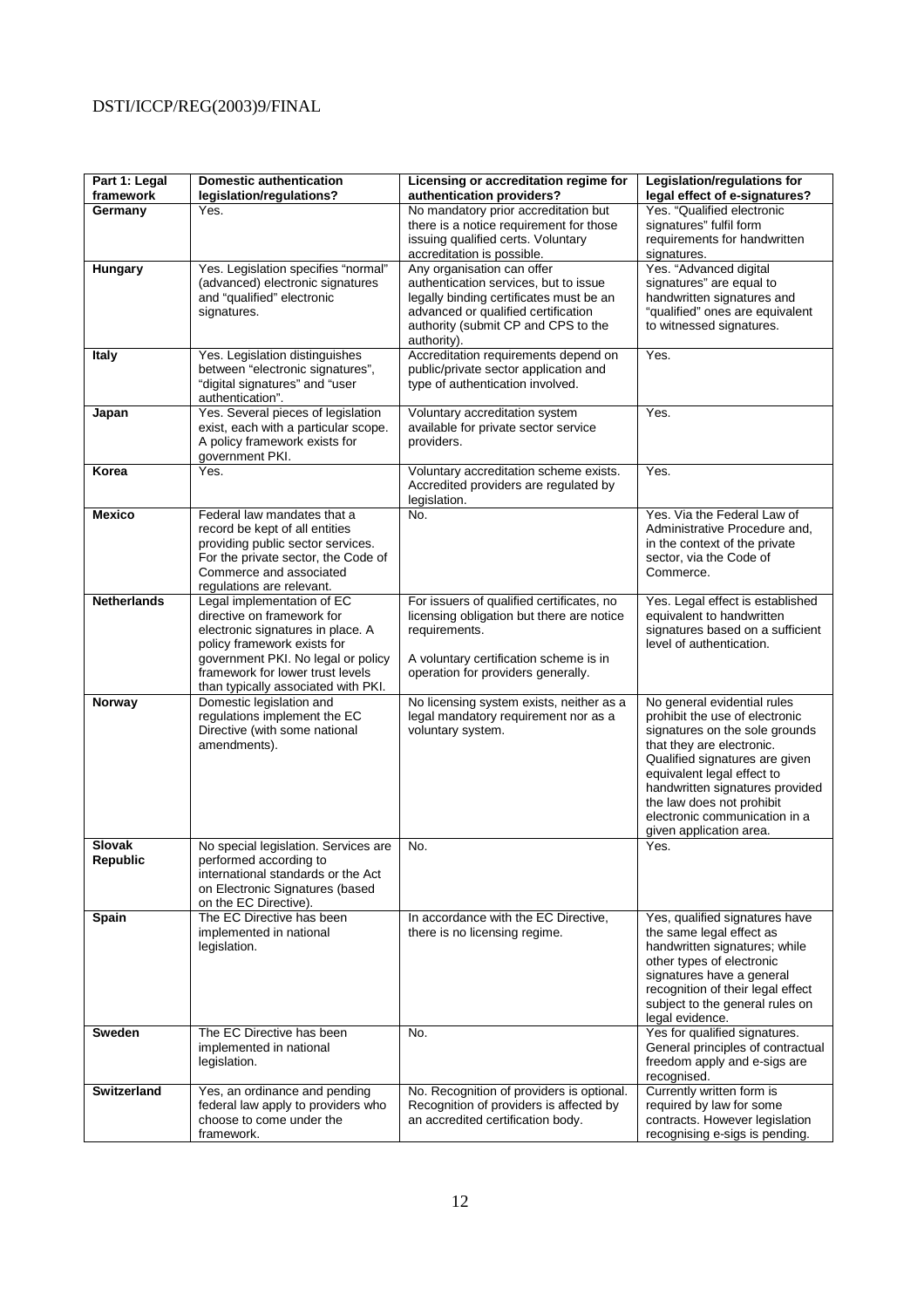| Part 1: Legal framework | Domestic authentication legislation/regulations? | Licensing or accreditation regime for authentication providers? | Legislation/regulations for legal effect of e-signatures? |
|---|---|---|---|
| **Germany** | Yes. | No mandatory prior accreditation but there is a notice requirement for those issuing qualified certs. Voluntary accreditation is possible. | Yes. "Qualified electronic signatures" fulfil form requirements for handwritten signatures. |
| **Hungary** | Yes. Legislation specifies "normal" (advanced) electronic signatures and "qualified" electronic signatures. | Any organisation can offer authentication services, but to issue legally binding certificates must be an advanced or qualified certification authority (submit CP and CPS to the authority). | Yes. "Advanced digital signatures" are equal to handwritten signatures and "qualified" ones are equivalent to witnessed signatures. |
| **Italy** | Yes. Legislation distinguishes between "electronic signatures", "digital signatures" and "user authentication". | Accreditation requirements depend on public/private sector application and type of authentication involved. | Yes. |
| **Japan** | Yes. Several pieces of legislation exist, each with a particular scope. A policy framework exists for government PKI. | Voluntary accreditation system available for private sector service providers. | Yes. |
| **Korea** | Yes. | Voluntary accreditation scheme exists. Accredited providers are regulated by legislation. | Yes. |
| **Mexico** | Federal law mandates that a record be kept of all entities providing public sector services. For the private sector, the Code of Commerce and associated regulations are relevant. | No. | Yes. Via the Federal Law of Administrative Procedure and, in the context of the private sector, via the Code of Commerce. |
| **Netherlands** | Legal implementation of EC directive on framework for electronic signatures in place. A policy framework exists for government PKI. No legal or policy framework for lower trust levels than typically associated with PKI. | For issuers of qualified certificates, no licensing obligation but there are notice requirements.<br><br>A voluntary certification scheme is in operation for providers generally. | Yes. Legal effect is established equivalent to handwritten signatures based on a sufficient level of authentication. |
| **Norway** | Domestic legislation and regulations implement the EC Directive (with some national amendments). | No licensing system exists, neither as a legal mandatory requirement nor as a voluntary system. | No general evidential rules prohibit the use of electronic signatures on the sole grounds that they are electronic. Qualified signatures are given equivalent legal effect to handwritten signatures provided the law does not prohibit electronic communication in a given application area. |
| **Slovak Republic** | No special legislation. Services are performed according to international standards or the Act on Electronic Signatures (based on the EC Directive). | No. | Yes. |
| **Spain** | The EC Directive has been implemented in national legislation. | In accordance with the EC Directive, there is no licensing regime. | Yes, qualified signatures have the same legal effect as handwritten signatures; while other types of electronic signatures have a general recognition of their legal effect subject to the general rules on legal evidence. |
| **Sweden** | The EC Directive has been implemented in national legislation. | No. | Yes for qualified signatures. General principles of contractual freedom apply and e-sigs are recognised. |
| **Switzerland** | Yes, an ordinance and pending federal law apply to providers who choose to come under the framework. | No. Recognition of providers is optional. Recognition of providers is affected by an accredited certification body. | Currently written form is required by law for some contracts. However legislation recognising e-sigs is pending. |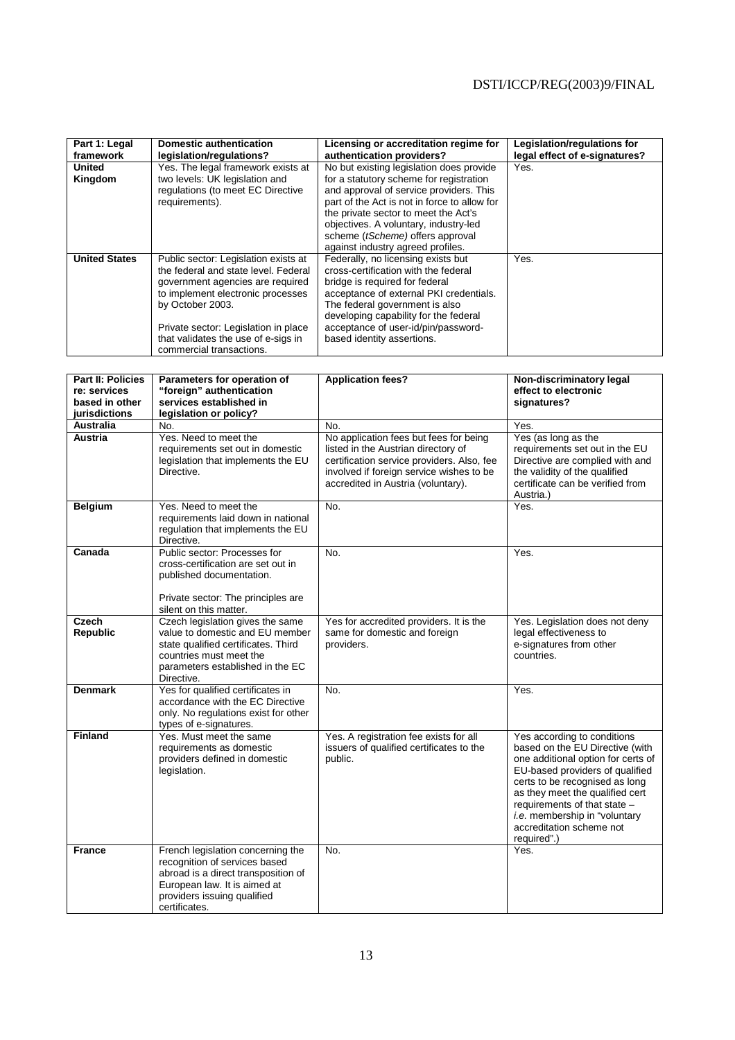| Part 1: Legal framework | Domestic authentication legislation/regulations? | Licensing or accreditation regime for authentication providers? | Legislation/regulations for legal effect of e-signatures? |
|---|---|---|---|
| **United Kingdom** | Yes. The legal framework exists at two levels: UK legislation and regulations (to meet EC Directive requirements). | No but existing legislation does provide for a statutory scheme for registration and approval of service providers. This part of the Act is not in force to allow for the private sector to meet the Act's objectives. A voluntary, industry-led scheme (*tScheme)* offers approval against industry agreed profiles. | Yes. |
| **United States** | Public sector: Legislation exists at the federal and state level. Federal government agencies are required to implement electronic processes by October 2003.<br><br>Private sector: Legislation in place that validates the use of e-sigs in commercial transactions. | Federally, no licensing exists but cross-certification with the federal bridge is required for federal acceptance of external PKI credentials. The federal government is also developing capability for the federal acceptance of user-id/pin/password-based identity assertions. | Yes. |

| Part II: Policies re: services based in other jurisdictions | Parameters for operation of "foreign" authentication services established in legislation or policy? | Application fees? | Non-discriminatory legal effect to electronic signatures? |
|---|---|---|---|
| **Australia** | No. | No. | Yes. |
| **Austria** | Yes. Need to meet the requirements set out in domestic legislation that implements the EU Directive. | No application fees but fees for being listed in the Austrian directory of certification service providers. Also, fee involved if foreign service wishes to be accredited in Austria (voluntary). | Yes (as long as the requirements set out in the EU Directive are complied with and the validity of the qualified certificate can be verified from Austria.) |
| **Belgium** | Yes. Need to meet the requirements laid down in national regulation that implements the EU Directive. | No. | Yes. |
| **Canada** | Public sector: Processes for cross-certification are set out in published documentation.<br><br>Private sector: The principles are silent on this matter. | No. | Yes. |
| **Czech Republic** | Czech legislation gives the same value to domestic and EU member state qualified certificates. Third countries must meet the parameters established in the EC Directive. | Yes for accredited providers. It is the same for domestic and foreign providers. | Yes. Legislation does not deny legal effectiveness to e-signatures from other countries. |
| **Denmark** | Yes for qualified certificates in accordance with the EC Directive only. No regulations exist for other types of e-signatures. | No. | Yes. |
| **Finland** | Yes. Must meet the same requirements as domestic providers defined in domestic legislation. | Yes. A registration fee exists for all issuers of qualified certificates to the public. | Yes according to conditions based on the EU Directive (with one additional option for certs of EU-based providers of qualified certs to be recognised as long as they meet the qualified cert requirements of that state – *i.e.* membership in "voluntary accreditation scheme not required".) |
| **France** | French legislation concerning the recognition of services based abroad is a direct transposition of European law. It is aimed at providers issuing qualified certificates. | No. | Yes. |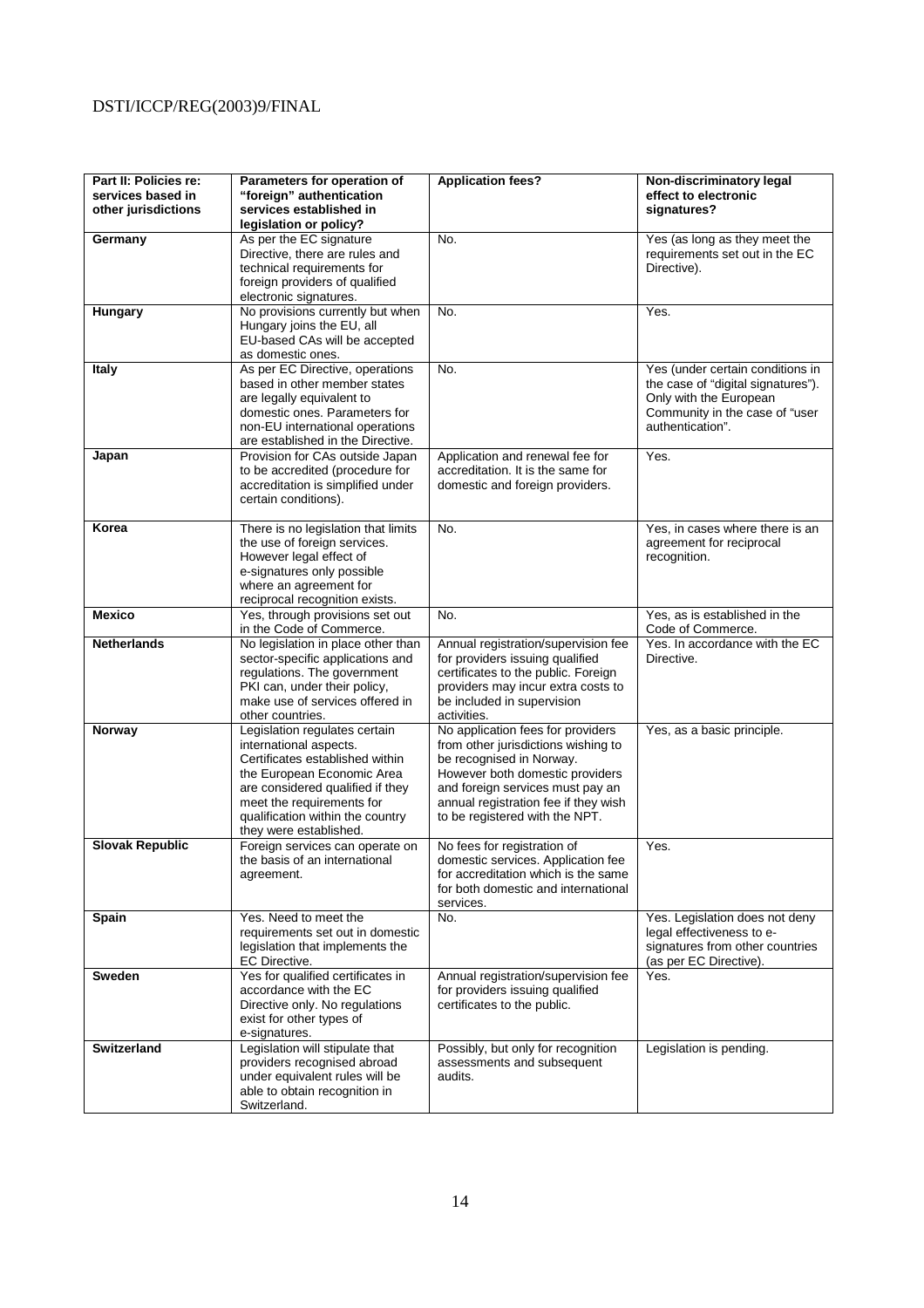| Part II: Policies re: services based in other jurisdictions | Parameters for operation of "foreign" authentication services established in legislation or policy? | Application fees? | Non-discriminatory legal effect to electronic signatures? |
|---|---|---|---|
| **Germany** | As per the EC signature Directive, there are rules and technical requirements for foreign providers of qualified electronic signatures. | No. | Yes (as long as they meet the requirements set out in the EC Directive). |
| **Hungary** | No provisions currently but when Hungary joins the EU, all EU-based CAs will be accepted as domestic ones. | No. | Yes. |
| **Italy** | As per EC Directive, operations based in other member states are legally equivalent to domestic ones. Parameters for non-EU international operations are established in the Directive. | No. | Yes (under certain conditions in the case of "digital signatures"). Only with the European Community in the case of "user authentication". |
| **Japan** | Provision for CAs outside Japan to be accredited (procedure for accreditation is simplified under certain conditions). | Application and renewal fee for accreditation. It is the same for domestic and foreign providers. | Yes. |
| **Korea** | There is no legislation that limits the use of foreign services. However legal effect of e-signatures only possible where an agreement for reciprocal recognition exists. | No. | Yes, in cases where there is an agreement for reciprocal recognition. |
| **Mexico** | Yes, through provisions set out in the Code of Commerce. | No. | Yes, as is established in the Code of Commerce. |
| **Netherlands** | No legislation in place other than sector-specific applications and regulations. The government PKI can, under their policy, make use of services offered in other countries. | Annual registration/supervision fee for providers issuing qualified certificates to the public. Foreign providers may incur extra costs to be included in supervision activities. | Yes. In accordance with the EC Directive. |
| **Norway** | Legislation regulates certain international aspects. Certificates established within the European Economic Area are considered qualified if they meet the requirements for qualification within the country they were established. | No application fees for providers from other jurisdictions wishing to be recognised in Norway. However both domestic providers and foreign services must pay an annual registration fee if they wish to be registered with the NPT. | Yes, as a basic principle. |
| **Slovak Republic** | Foreign services can operate on the basis of an international agreement. | No fees for registration of domestic services. Application fee for accreditation which is the same for both domestic and international services. | Yes. |
| **Spain** | Yes. Need to meet the requirements set out in domestic legislation that implements the EC Directive. | No. | Yes. Legislation does not deny legal effectiveness to e-signatures from other countries (as per EC Directive). |
| **Sweden** | Yes for qualified certificates in accordance with the EC Directive only. No regulations exist for other types of e-signatures. | Annual registration/supervision fee for providers issuing qualified certificates to the public. | Yes. |
| **Switzerland** | Legislation will stipulate that providers recognised abroad under equivalent rules will be able to obtain recognition in Switzerland. | Possibly, but only for recognition assessments and subsequent audits. | Legislation is pending. |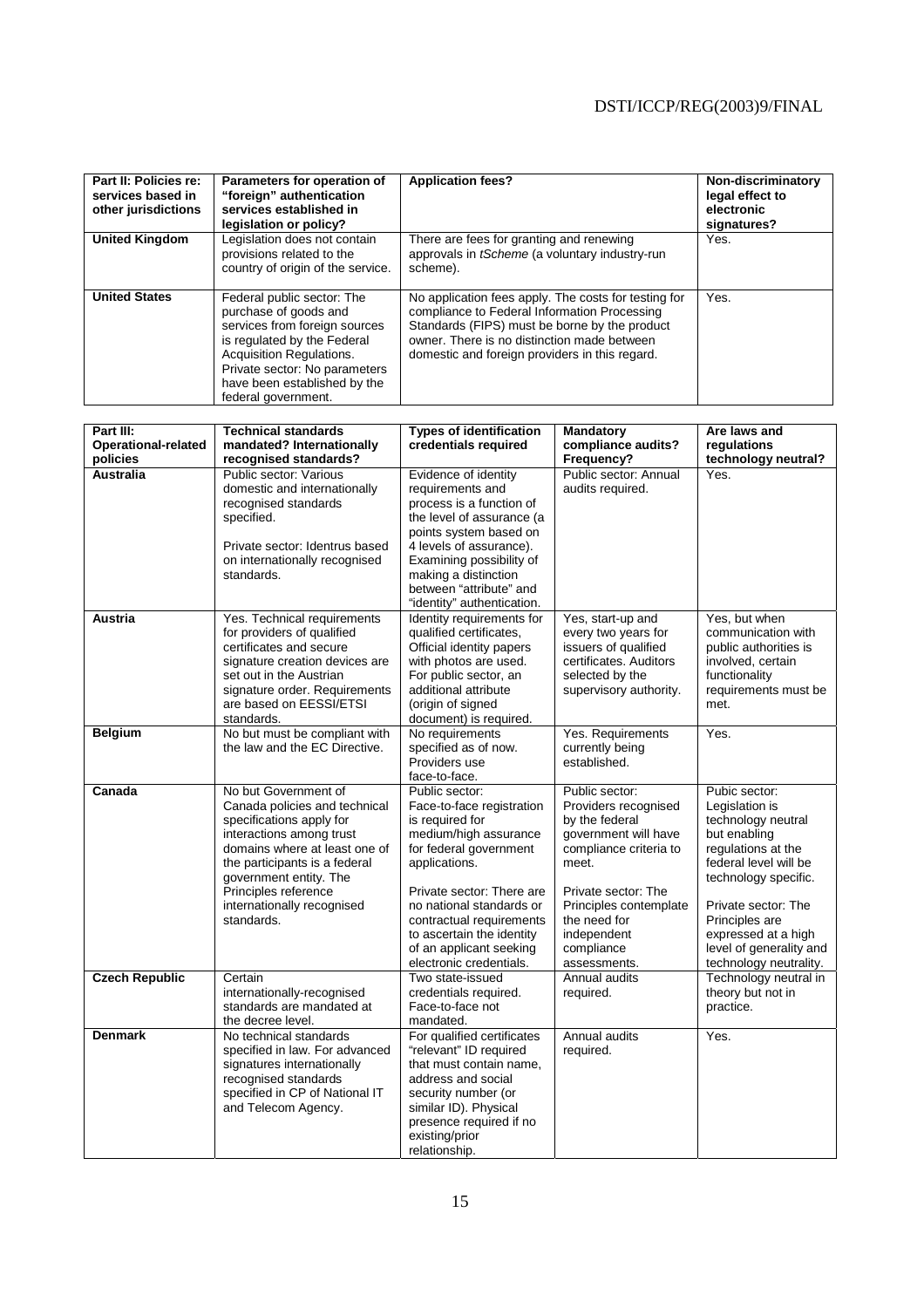| Part II: Policies re: services based in other jurisdictions | Parameters for operation of "foreign" authentication services established in legislation or policy? | Application fees? | Non-discriminatory legal effect to electronic signatures? |
|---|---|---|---|
| **United Kingdom** | Legislation does not contain provisions related to the country of origin of the service. | There are fees for granting and renewing approvals in *tScheme* (a voluntary industry-run scheme). | Yes. |
| **United States** | Federal public sector: The purchase of goods and services from foreign sources is regulated by the Federal Acquisition Regulations. Private sector: No parameters have been established by the federal government. | No application fees apply. The costs for testing for compliance to Federal Information Processing Standards (FIPS) must be borne by the product owner. There is no distinction made between domestic and foreign providers in this regard. | Yes. |

| Part III: Operational-related policies | Technical standards mandated? Internationally recognised standards? | Types of identification credentials required | Mandatory compliance audits? Frequency? | Are laws and regulations technology neutral? |
|---|---|---|---|---|
| **Australia** | Public sector: Various domestic and internationally recognised standards specified.<br><br>Private sector: Identrus based on internationally recognised standards. | Evidence of identity requirements and process is a function of the level of assurance (a points system based on 4 levels of assurance). Examining possibility of making a distinction between "attribute" and "identity" authentication. | Public sector: Annual audits required. | Yes. |
| **Austria** | Yes. Technical requirements for providers of qualified certificates and secure signature creation devices are set out in the Austrian signature order. Requirements are based on EESSI/ETSI standards. | Identity requirements for qualified certificates, Official identity papers with photos are used. For public sector, an additional attribute (origin of signed document) is required. | Yes, start-up and every two years for issuers of qualified certificates. Auditors selected by the supervisory authority. | Yes, but when communication with public authorities is involved, certain functionality requirements must be met. |
| **Belgium** | No but must be compliant with the law and the EC Directive. | No requirements specified as of now. Providers use face-to-face. | Yes. Requirements currently being established. | Yes. |
| **Canada** | No but Government of Canada policies and technical specifications apply for interactions among trust domains where at least one of the participants is a federal government entity. The Principles reference internationally recognised standards. | Public sector: Face-to-face registration is required for medium/high assurance for federal government applications.<br><br>Private sector: There are no national standards or contractual requirements to ascertain the identity of an applicant seeking electronic credentials. | Public sector: Providers recognised by the federal government will have compliance criteria to meet.<br><br>Private sector: The Principles contemplate the need for independent compliance assessments. | Pubic sector: Legislation is technology neutral but enabling regulations at the federal level will be technology specific.<br><br>Private sector: The Principles are expressed at a high level of generality and technology neutrality. |
| **Czech Republic** | Certain internationally-recognised standards are mandated at the decree level. | Two state-issued credentials required. Face-to-face not mandated. | Annual audits required. | Technology neutral in theory but not in practice. |
| **Denmark** | No technical standards specified in law. For advanced signatures internationally recognised standards specified in CP of National IT and Telecom Agency. | For qualified certificates "relevant" ID required that must contain name, address and social security number (or similar ID). Physical presence required if no existing/prior relationship. | Annual audits required. | Yes. |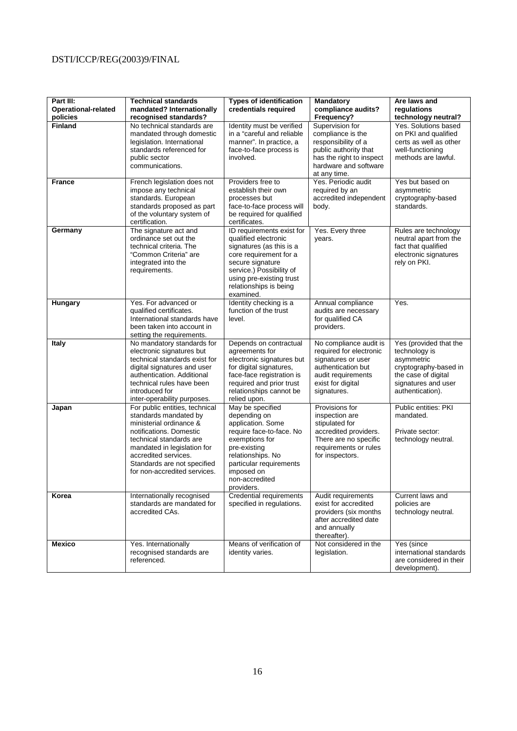| Part III: Operational-related policies | Technical standards mandated? Internationally recognised standards? | Types of identification credentials required | Mandatory compliance audits? Frequency? | Are laws and regulations technology neutral? |
|---|---|---|---|---|
| **Finland** | No technical standards are mandated through domestic legislation. International standards referenced for public sector communications. | Identity must be verified in a "careful and reliable manner". In practice, a face-to-face process is involved. | Supervision for compliance is the responsibility of a public authority that has the right to inspect hardware and software at any time. | Yes. Solutions based on PKI and qualified certs as well as other well-functioning methods are lawful. |
| **France** | French legislation does not impose any technical standards. European standards proposed as part of the voluntary system of certification. | Providers free to establish their own processes but face-to-face process will be required for qualified certificates. | Yes. Periodic audit required by an accredited independent body. | Yes but based on asymmetric cryptography-based standards. |
| **Germany** | The signature act and ordinance set out the technical criteria. The "Common Criteria" are integrated into the requirements. | ID requirements exist for qualified electronic signatures (as this is a core requirement for a secure signature service.) Possibility of using pre-existing trust relationships is being examined. | Yes. Every three years. | Rules are technology neutral apart from the fact that qualified electronic signatures rely on PKI. |
| **Hungary** | Yes. For advanced or qualified certificates. International standards have been taken into account in setting the requirements. | Identity checking is a function of the trust level. | Annual compliance audits are necessary for qualified CA providers. | Yes. |
| **Italy** | No mandatory standards for electronic signatures but technical standards exist for digital signatures and user authentication. Additional technical rules have been introduced for inter-operability purposes. | Depends on contractual agreements for electronic signatures but for digital signatures, face-face registration is required and prior trust relationships cannot be relied upon. | No compliance audit is required for electronic signatures or user authentication but audit requirements exist for digital signatures. | Yes (provided that the technology is asymmetric cryptography-based in the case of digital signatures and user authentication). |
| **Japan** | For public entities, technical standards mandated by ministerial ordinance & notifications. Domestic technical standards are mandated in legislation for accredited services. Standards are not specified for non-accredited services. | May be specified depending on application. Some require face-to-face. No exemptions for pre-existing relationships. No particular requirements imposed on non-accredited providers. | Provisions for inspection are stipulated for accredited providers. There are no specific requirements or rules for inspectors. | Public entities: PKI mandated.<br><br>Private sector: technology neutral. |
| **Korea** | Internationally recognised standards are mandated for accredited CAs. | Credential requirements specified in regulations. | Audit requirements exist for accredited providers (six months after accredited date and annually thereafter). | Current laws and policies are technology neutral. |
| **Mexico** | Yes. Internationally recognised standards are referenced. | Means of verification of identity varies. | Not considered in the legislation. | Yes (since international standards are considered in their development). |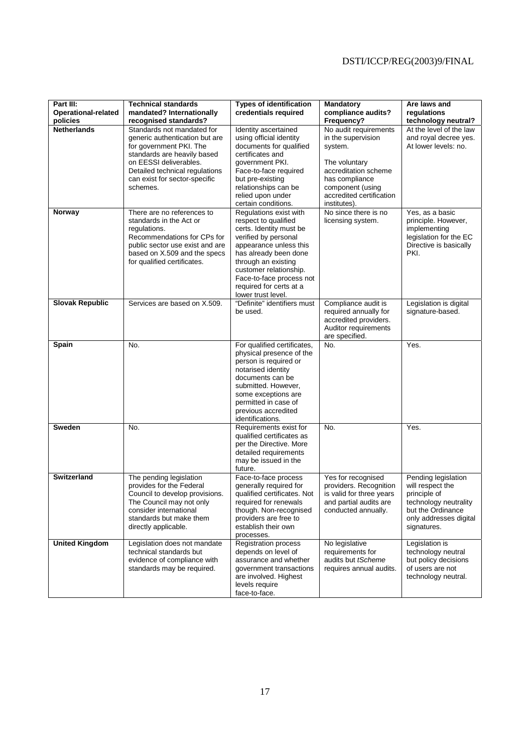| Part III: Operational-related policies | Technical standards mandated? Internationally recognised standards? | Types of identification credentials required | Mandatory compliance audits? Frequency? | Are laws and regulations technology neutral? |
|---|---|---|---|---|
| **Netherlands** | Standards not mandated for generic authentication but are for government PKI. The standards are heavily based on EESSI deliverables. Detailed technical regulations can exist for sector-specific schemes. | Identity ascertained using official identity documents for qualified certificates and government PKI. Face-to-face required but pre-existing relationships can be relied upon under certain conditions. | No audit requirements in the supervision system. The voluntary accreditation scheme has compliance component (using accredited certification institutes). | At the level of the law and royal decree yes. At lower levels: no. |
| **Norway** | There are no references to standards in the Act or regulations. Recommendations for CPs for public sector use exist and are based on X.509 and the specs for qualified certificates. | Regulations exist with respect to qualified certs. Identity must be verified by personal appearance unless this has already been done through an existing customer relationship. Face-to-face process not required for certs at a lower trust level. | No since there is no licensing system. | Yes, as a basic principle. However, implementing legislation for the EC Directive is basically PKI. |
| **Slovak Republic** | Services are based on X.509. | "Definite" identifiers must be used. | Compliance audit is required annually for accredited providers. Auditor requirements are specified. | Legislation is digital signature-based. |
| **Spain** | No. | For qualified certificates, physical presence of the person is required or notarised identity documents can be submitted. However, some exceptions are permitted in case of previous accredited identifications. | No. | Yes. |
| **Sweden** | No. | Requirements exist for qualified certificates as per the Directive. More detailed requirements may be issued in the future. | No. | Yes. |
| **Switzerland** | The pending legislation provides for the Federal Council to develop provisions. The Council may not only consider international standards but make them directly applicable. | Face-to-face process generally required for qualified certificates. Not required for renewals though. Non-recognised providers are free to establish their own processes. | Yes for recognised providers. Recognition is valid for three years and partial audits are conducted annually. | Pending legislation will respect the principle of technology neutrality but the Ordinance only addresses digital signatures. |
| **United Kingdom** | Legislation does not mandate technical standards but evidence of compliance with standards may be required. | Registration process depends on level of assurance and whether government transactions are involved. Highest levels require face-to-face. | No legislative requirements for audits but *tScheme* requires annual audits. | Legislation is technology neutral but policy decisions of users are not technology neutral. |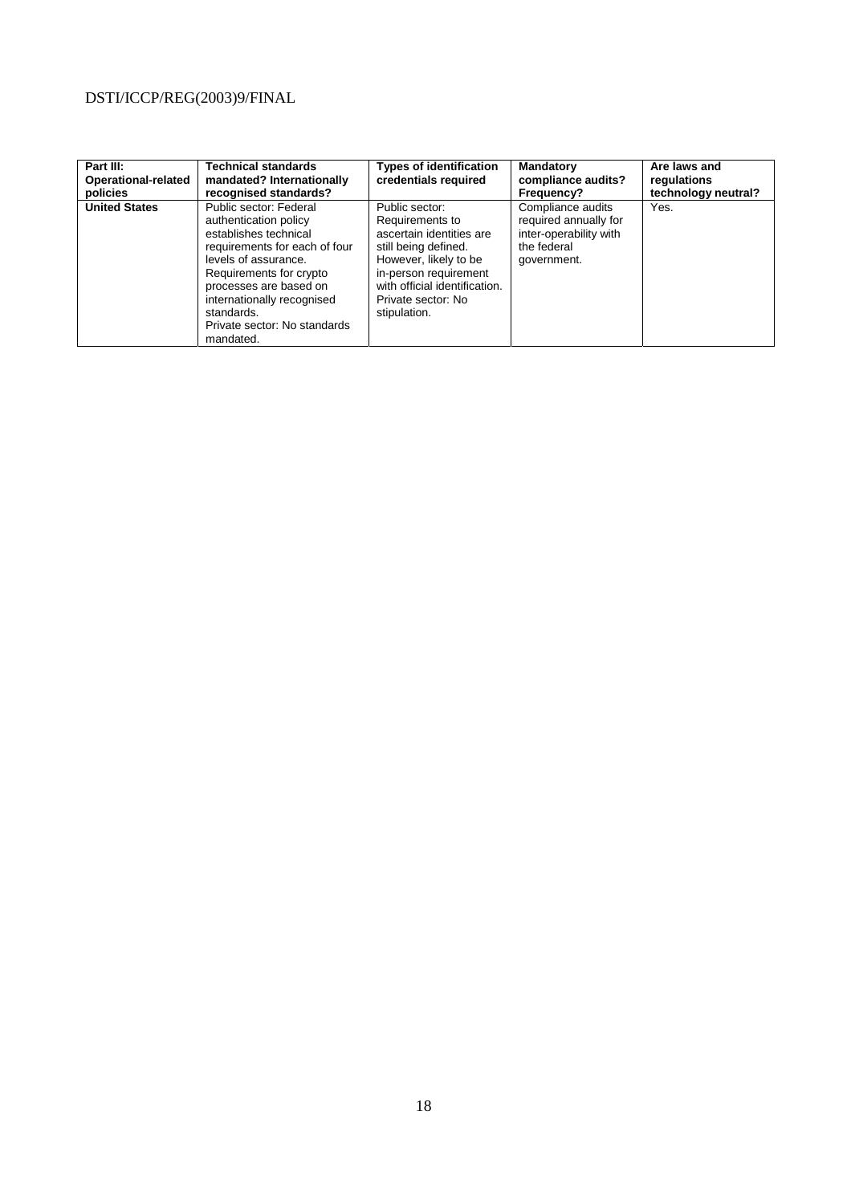| Part III: Operational-related policies | Technical standards mandated? Internationally recognised standards? | Types of identification credentials required | Mandatory compliance audits? Frequency? | Are laws and regulations technology neutral? |
|---|---|---|---|---|
| **United States** | Public sector: Federal authentication policy establishes technical requirements for each of four levels of assurance. Requirements for crypto processes are based on internationally recognised standards. Private sector: No standards mandated. | Public sector: Requirements to ascertain identities are still being defined. However, likely to be in-person requirement with official identification. Private sector: No stipulation. | Compliance audits required annually for inter-operability with the federal government. | Yes. |